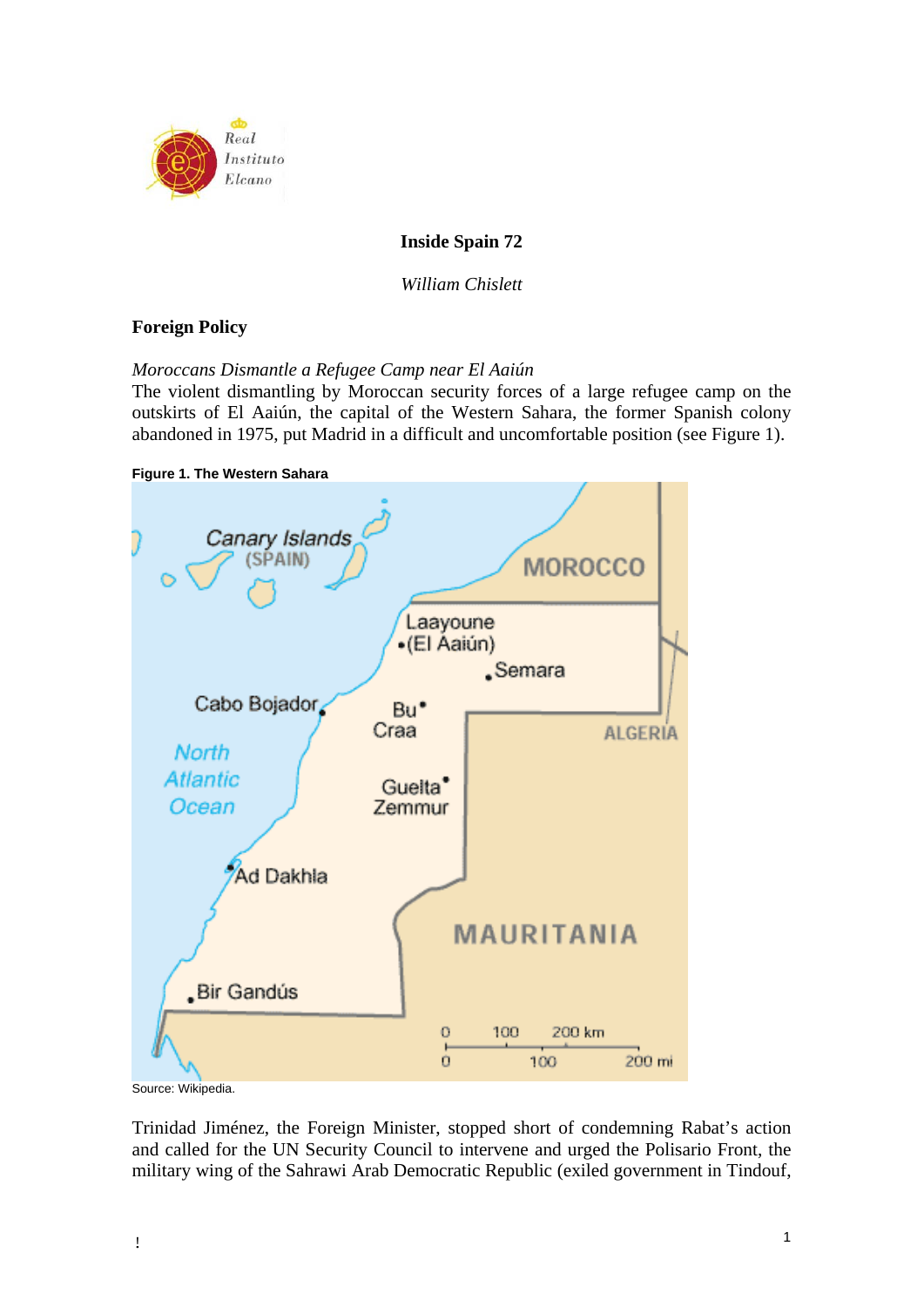# Inside Spain 72

*William Chislett*

## Foreign Policy

*Moroccans Dismantle a Refugee Camp near El Aaiún*

The violent dismantling by Moroccan security forces of a large refugee camp on the outskirts of El Aaiún, the capital of the Western Sahara, the former Spanish colony abandoned in 1975, put Madrid in a difficult and uncomfortable position (see Figure 1).

**Figure 1. The Western Sahara**

Source: Wikipedia.

Trinidad Jiménez, the Foreign Minister, stopped short of condemning Rabat's action and called for the UN Security Council to intervene and urged the Polisario Front, the military wing of the Sahrawi Arab Democratic Republic (exiled government in Tindouf,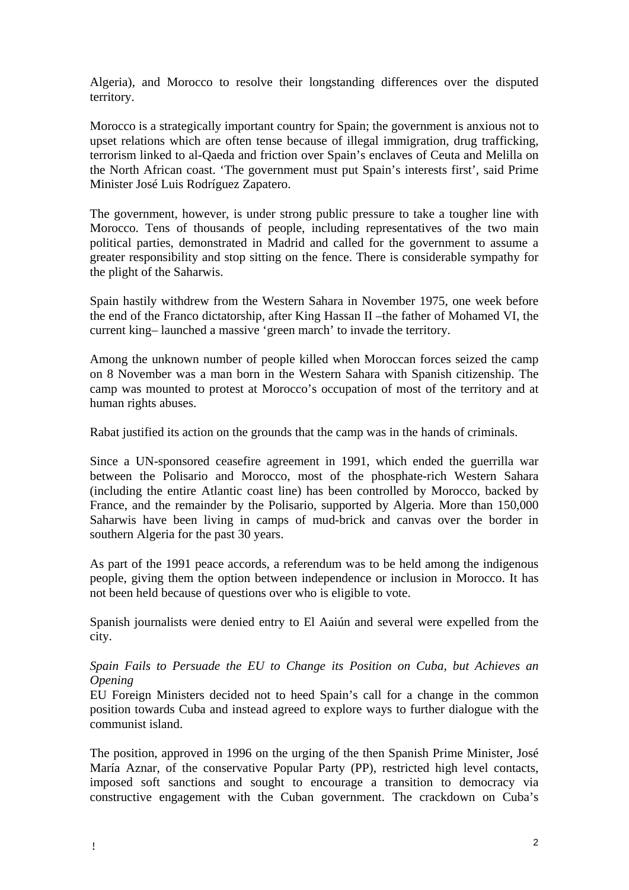Algeria), and Morocco to resolve their longstanding differences over the disputed territory.

Morocco is a strategically important country for Spain; the government is anxious not to upset relations which are often tense because of illegal immigration, drug trafficking, terrorism linked to al-Qaeda and friction over Spain's enclaves of Ceuta and Melilla on the North African coast. 'The government must put Spain's interests first', said Prime Minister José Luis Rodríguez Zapatero.

The government, however, is under strong public pressure to take a tougher line with Morocco. Tens of thousands of people, including representatives of the two main political parties, demonstrated in Madrid and called for the government to assume a greater responsibility and stop sitting on the fence. There is considerable sympathy for the plight of the Saharwis.

Spain hastily withdrew from the Western Sahara in November 1975, one week before the end of the Franco dictatorship, after King Hassan II –the father of Mohamed VI, the current king– launched a massive 'green march' to invade the territory.

Among the unknown number of people killed when Moroccan forces seized the camp on 8 November was a man born in the Western Sahara with Spanish citizenship. The camp was mounted to protest at Morocco's occupation of most of the territory and at human rights abuses.

Rabat justified its action on the grounds that the camp was in the hands of criminals.

Since a UN-sponsored ceasefire agreement in 1991, which ended the guerrilla war between the Polisario and Morocco, most of the phosphate-rich Western Sahara (including the entire Atlantic coast line) has been controlled by Morocco, backed by France, and the remainder by the Polisario, supported by Algeria. More than 150,000 Saharwis have been living in camps of mud-brick and canvas over the border in southern Algeria for the past 30 years.

As part of the 1991 peace accords, a referendum was to be held among the indigenous people, giving them the option between independence or inclusion in Morocco. It has not been held because of questions over who is eligible to vote.

Spanish journalists were denied entry to El Aaiún and several were expelled from the city.

*Spain Fails to Persuade the EU to Change its Position on Cuba, but Achieves an Opening*

EU Foreign Ministers decided not to heed Spain's call for a change in the common position towards Cuba and instead agreed to explore ways to further dialogue with the communist island.

The position, approved in 1996 on the urging of the then Spanish Prime Minister, José María Aznar, of the conservative Popular Party (PP), restricted high level contacts, imposed soft sanctions and sought to encourage a transition to democracy via constructive engagement with the Cuban government. The crackdown on Cuba's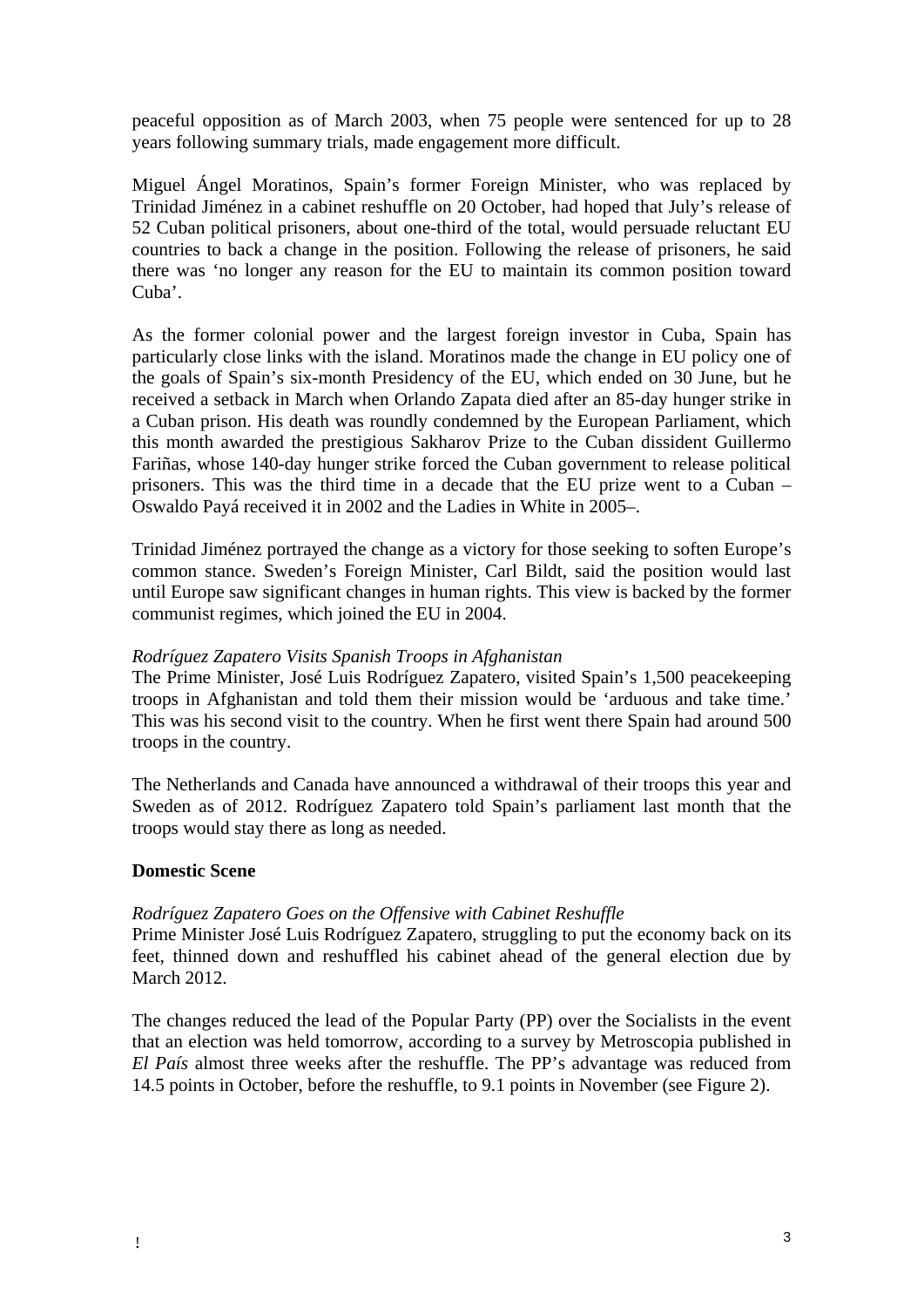peaceful opposition as of March 2003, when 75 people were sentenced for up to 28 years following summary trials, made engagement more difficult.

Miguel Ángel Moratinos, Spain's former Foreign Minister, who was replaced by Trinidad Jiménez in a cabinet reshuffle on 20 October, had hoped that July's release of 52 Cuban political prisoners, about one-third of the total, would persuade reluctant EU countries to back a change in the position. Following the release of prisoners, he said there was 'no longer any reason for the EU to maintain its common position toward Cuba'.

As the former colonial power and the largest foreign investor in Cuba, Spain has particularly close links with the island. Moratinos made the change in EU policy one of the goals of Spain's six-month Presidency of the EU, which ended on 30 June, but he received a setback in March when Orlando Zapata died after an 85-day hunger strike in a Cuban prison. His death was roundly condemned by the European Parliament, which this month awarded the prestigious Sakharov Prize to the Cuban dissident Guillermo Fariñas, whose 140-day hunger strike forced the Cuban government to release political prisoners. This was the third time in a decade that the EU prize went to a Cuban – Oswaldo Payá received it in 2002 and the Ladies in White in 2005–.

Trinidad Jiménez portrayed the change as a victory for those seeking to soften Europe's common stance. Sweden's Foreign Minister, Carl Bildt, said the position would last until Europe saw significant changes in human rights. This view is backed by the former communist regimes, which joined the EU in 2004.

*Rodríguez Zapatero Visits Spanish Troops in Afghanistan*

The Prime Minister, José Luis Rodríguez Zapatero, visited Spain's 1,500 peacekeeping troops in Afghanistan and told them their mission would be 'arduous and take time.' This was his second visit to the country. When he first went there Spain had around 500 troops in the country.

The Netherlands and Canada have announced a withdrawal of their troops this year and Sweden as of 2012. Rodríguez Zapatero told Spain's parliament last month that the troops would stay there as long as needed.

**Domestic Scene**

*Rodríguez Zapatero Goes on the Offensive with Cabinet Reshuffle*

Prime Minister José Luis Rodríguez Zapatero, struggling to put the economy back on its feet, thinned down and reshuffled his cabinet ahead of the general election due by March 2012.

The changes reduced the lead of the Popular Party (PP) over the Socialists in the event that an election was held tomorrow, according to a survey by Metroscopia published in *El País* almost three weeks after the reshuffle. The PP's advantage was reduced from 14.5 points in October, before the reshuffle, to 9.1 points in November (see Figure 2).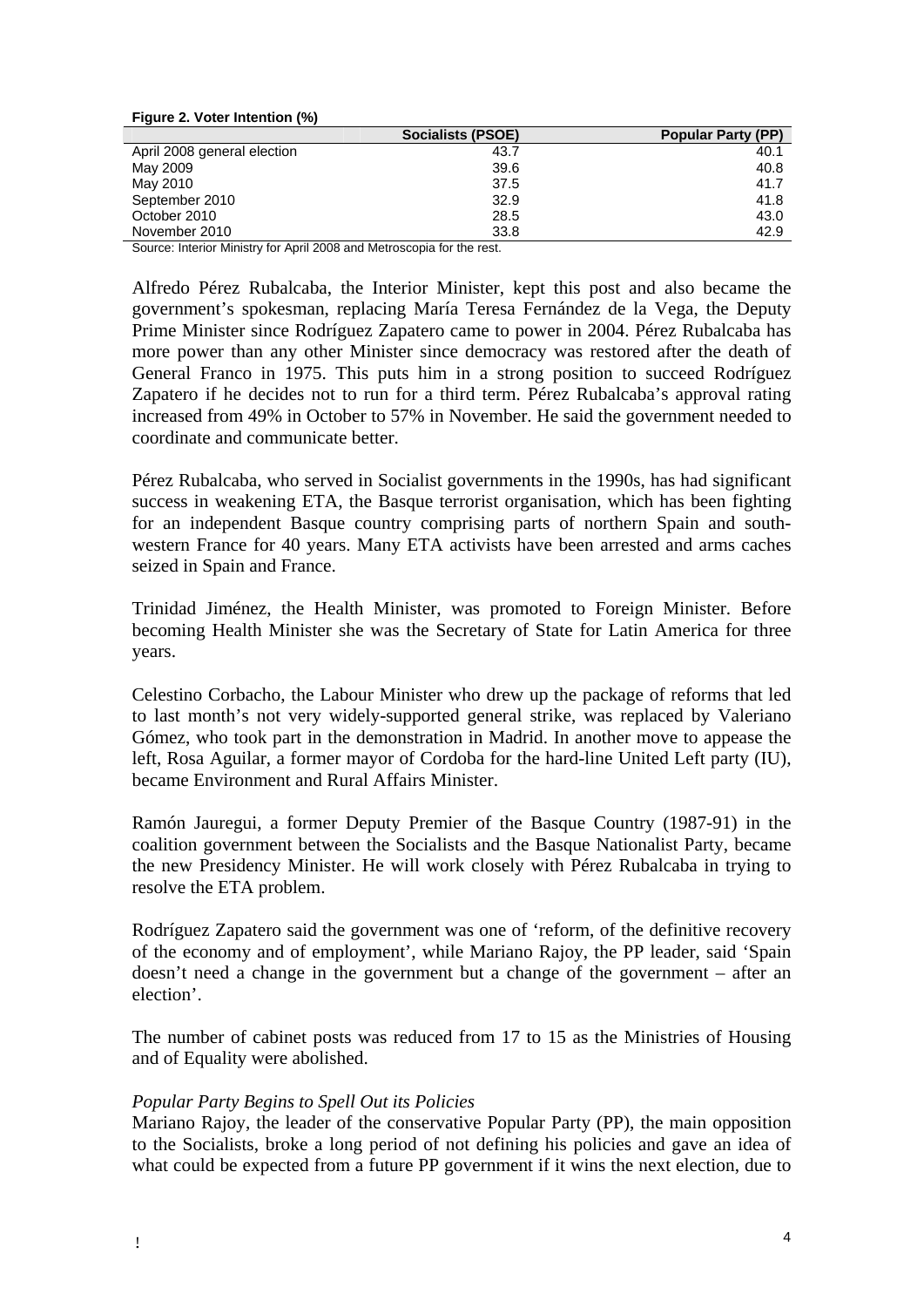**Figure 2. Voter Intention (%)**

| | Socialists (PSOE) | Popular Party (PP) |
|---|---|---|
| April 2008 general election | 43.7 | 40.1 |
| May 2009 | 39.6 | 40.8 |
| May 2010 | 37.5 | 41.7 |
| September 2010 | 32.9 | 41.8 |
| October 2010 | 28.5 | 43.0 |
| November 2010 | 33.8 | 42.9 |

Source: Interior Ministry for April 2008 and Metroscopia for the rest.

Alfredo Pérez Rubalcaba, the Interior Minister, kept this post and also became the government's spokesman, replacing María Teresa Fernández de la Vega, the Deputy Prime Minister since Rodríguez Zapatero came to power in 2004. Pérez Rubalcaba has more power than any other Minister since democracy was restored after the death of General Franco in 1975. This puts him in a strong position to succeed Rodríguez Zapatero if he decides not to run for a third term. Pérez Rubalcaba's approval rating increased from 49% in October to 57% in November. He said the government needed to coordinate and communicate better.

Pérez Rubalcaba, who served in Socialist governments in the 1990s, has had significant success in weakening ETA, the Basque terrorist organisation, which has been fighting for an independent Basque country comprising parts of northern Spain and south-western France for 40 years. Many ETA activists have been arrested and arms caches seized in Spain and France.

Trinidad Jiménez, the Health Minister, was promoted to Foreign Minister. Before becoming Health Minister she was the Secretary of State for Latin America for three years.

Celestino Corbacho, the Labour Minister who drew up the package of reforms that led to last month's not very widely-supported general strike, was replaced by Valeriano Gómez, who took part in the demonstration in Madrid. In another move to appease the left, Rosa Aguilar, a former mayor of Cordoba for the hard-line United Left party (IU), became Environment and Rural Affairs Minister.

Ramón Jauregui, a former Deputy Premier of the Basque Country (1987-91) in the coalition government between the Socialists and the Basque Nationalist Party, became the new Presidency Minister. He will work closely with Pérez Rubalcaba in trying to resolve the ETA problem.

Rodríguez Zapatero said the government was one of 'reform, of the definitive recovery of the economy and of employment', while Mariano Rajoy, the PP leader, said 'Spain doesn't need a change in the government but a change of the government – after an election'.

The number of cabinet posts was reduced from 17 to 15 as the Ministries of Housing and of Equality were abolished.

*Popular Party Begins to Spell Out its Policies*

Mariano Rajoy, the leader of the conservative Popular Party (PP), the main opposition to the Socialists, broke a long period of not defining his policies and gave an idea of what could be expected from a future PP government if it wins the next election, due to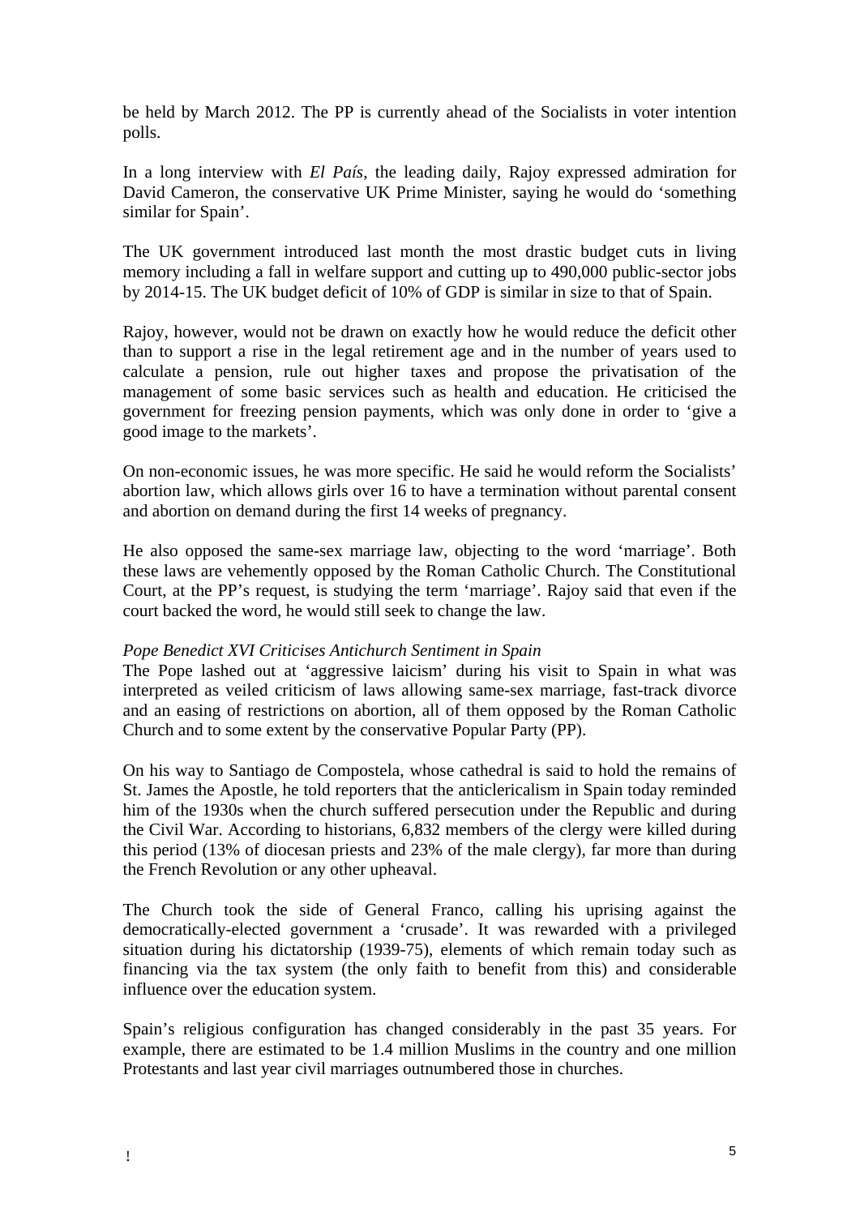be held by March 2012. The PP is currently ahead of the Socialists in voter intention polls.

In a long interview with *El País*, the leading daily, Rajoy expressed admiration for David Cameron, the conservative UK Prime Minister, saying he would do 'something similar for Spain'.

The UK government introduced last month the most drastic budget cuts in living memory including a fall in welfare support and cutting up to 490,000 public-sector jobs by 2014-15. The UK budget deficit of 10% of GDP is similar in size to that of Spain.

Rajoy, however, would not be drawn on exactly how he would reduce the deficit other than to support a rise in the legal retirement age and in the number of years used to calculate a pension, rule out higher taxes and propose the privatisation of the management of some basic services such as health and education. He criticised the government for freezing pension payments, which was only done in order to 'give a good image to the markets'.

On non-economic issues, he was more specific. He said he would reform the Socialists' abortion law, which allows girls over 16 to have a termination without parental consent and abortion on demand during the first 14 weeks of pregnancy.

He also opposed the same-sex marriage law, objecting to the word 'marriage'. Both these laws are vehemently opposed by the Roman Catholic Church. The Constitutional Court, at the PP's request, is studying the term 'marriage'. Rajoy said that even if the court backed the word, he would still seek to change the law.

*Pope Benedict XVI Criticises Antichurch Sentiment in Spain*

The Pope lashed out at 'aggressive laicism' during his visit to Spain in what was interpreted as veiled criticism of laws allowing same-sex marriage, fast-track divorce and an easing of restrictions on abortion, all of them opposed by the Roman Catholic Church and to some extent by the conservative Popular Party (PP).

On his way to Santiago de Compostela, whose cathedral is said to hold the remains of St. James the Apostle, he told reporters that the anticlericalism in Spain today reminded him of the 1930s when the church suffered persecution under the Republic and during the Civil War. According to historians, 6,832 members of the clergy were killed during this period (13% of diocesan priests and 23% of the male clergy), far more than during the French Revolution or any other upheaval.

The Church took the side of General Franco, calling his uprising against the democratically-elected government a 'crusade'. It was rewarded with a privileged situation during his dictatorship (1939-75), elements of which remain today such as financing via the tax system (the only faith to benefit from this) and considerable influence over the education system.

Spain's religious configuration has changed considerably in the past 35 years. For example, there are estimated to be 1.4 million Muslims in the country and one million Protestants and last year civil marriages outnumbered those in churches.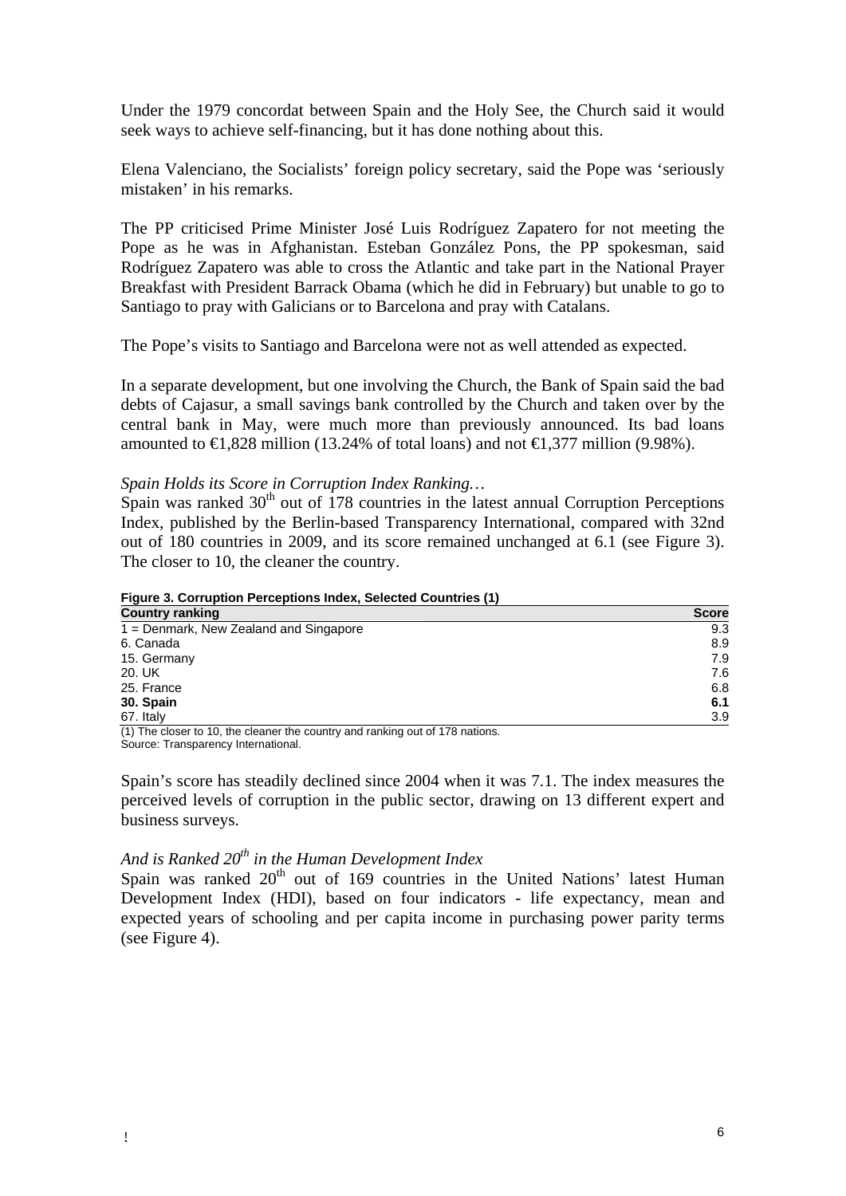Under the 1979 concordat between Spain and the Holy See, the Church said it would seek ways to achieve self-financing, but it has done nothing about this.

Elena Valenciano, the Socialists' foreign policy secretary, said the Pope was 'seriously mistaken' in his remarks.

The PP criticised Prime Minister José Luis Rodríguez Zapatero for not meeting the Pope as he was in Afghanistan. Esteban González Pons, the PP spokesman, said Rodríguez Zapatero was able to cross the Atlantic and take part in the National Prayer Breakfast with President Barrack Obama (which he did in February) but unable to go to Santiago to pray with Galicians or to Barcelona and pray with Catalans.

The Pope's visits to Santiago and Barcelona were not as well attended as expected.

In a separate development, but one involving the Church, the Bank of Spain said the bad debts of Cajasur, a small savings bank controlled by the Church and taken over by the central bank in May, were much more than previously announced. Its bad loans amounted to €1,828 million (13.24% of total loans) and not €1,377 million (9.98%).

*Spain Holds its Score in Corruption Index Ranking…*

Spain was ranked 30th out of 178 countries in the latest annual Corruption Perceptions Index, published by the Berlin-based Transparency International, compared with 32nd out of 180 countries in 2009, and its score remained unchanged at 6.1 (see Figure 3). The closer to 10, the cleaner the country.

**Figure 3. Corruption Perceptions Index, Selected Countries (1)**

| Country ranking | Score |
|---|---|
| 1 = Denmark, New Zealand and Singapore | 9.3 |
| 6. Canada | 8.9 |
| 15. Germany | 7.9 |
| 20. UK | 7.6 |
| 25. France | 6.8 |
| **30. Spain** | **6.1** |
| 67. Italy | 3.9 |

(1) The closer to 10, the cleaner the country and ranking out of 178 nations.
Source: Transparency International.

Spain's score has steadily declined since 2004 when it was 7.1. The index measures the perceived levels of corruption in the public sector, drawing on 13 different expert and business surveys.

*And is Ranked 20th in the Human Development Index*

Spain was ranked 20th out of 169 countries in the United Nations' latest Human Development Index (HDI), based on four indicators - life expectancy, mean and expected years of schooling and per capita income in purchasing power parity terms (see Figure 4).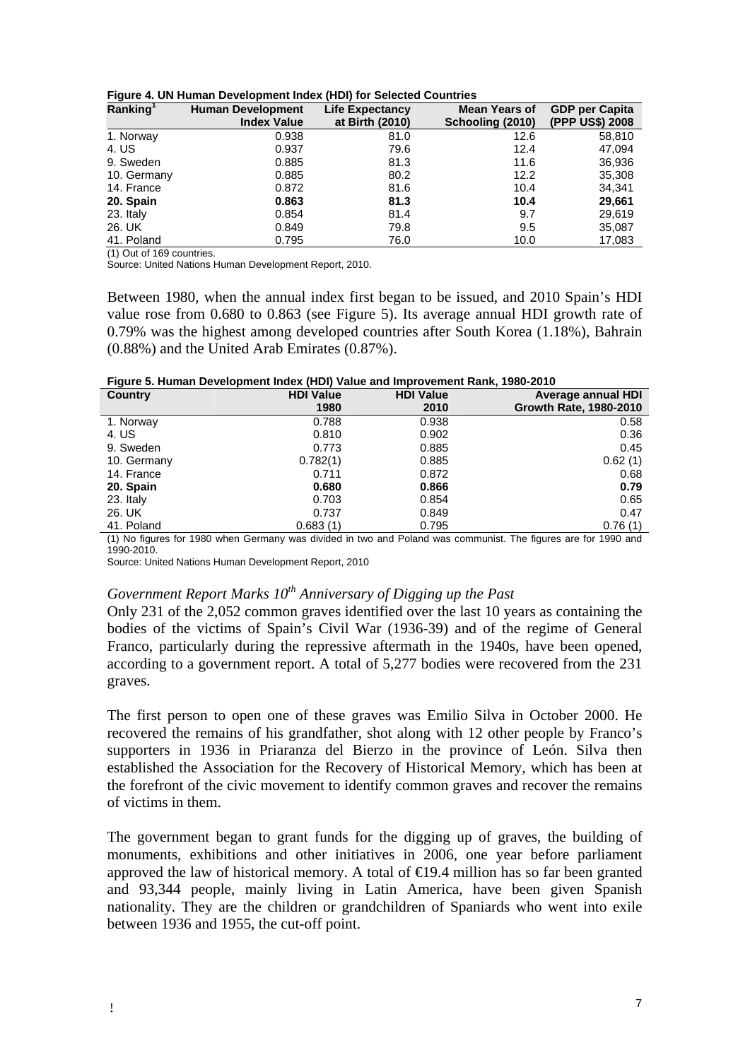**Figure 4. UN Human Development Index (HDI) for Selected Countries**

| Ranking[1] | Human Development Index Value | Life Expectancy at Birth (2010) | Mean Years of Schooling (2010) | GDP per Capita (PPP US$) 2008 |
|---|---|---|---|---|
| 1. Norway | 0.938 | 81.0 | 12.6 | 58,810 |
| 4. US | 0.937 | 79.6 | 12.4 | 47,094 |
| 9. Sweden | 0.885 | 81.3 | 11.6 | 36,936 |
| 10. Germany | 0.885 | 80.2 | 12.2 | 35,308 |
| 14. France | 0.872 | 81.6 | 10.4 | 34,341 |
| **20. Spain** | **0.863** | **81.3** | **10.4** | **29,661** |
| 23. Italy | 0.854 | 81.4 | 9.7 | 29,619 |
| 26. UK | 0.849 | 79.8 | 9.5 | 35,087 |
| 41. Poland | 0.795 | 76.0 | 10.0 | 17,083 |

(1) Out of 169 countries.
Source: United Nations Human Development Report, 2010.

Between 1980, when the annual index first began to be issued, and 2010 Spain's HDI value rose from 0.680 to 0.863 (see Figure 5). Its average annual HDI growth rate of 0.79% was the highest among developed countries after South Korea (1.18%), Bahrain (0.88%) and the United Arab Emirates (0.87%).

**Figure 5. Human Development Index (HDI) Value and Improvement Rank, 1980-2010**

| Country | HDI Value 1980 | HDI Value 2010 | Average annual HDI Growth Rate, 1980-2010 |
|---|---|---|---|
| 1. Norway | 0.788 | 0.938 | 0.58 |
| 4. US | 0.810 | 0.902 | 0.36 |
| 9. Sweden | 0.773 | 0.885 | 0.45 |
| 10. Germany | 0.782(1) | 0.885 | 0.62 (1) |
| 14. France | 0.711 | 0.872 | 0.68 |
| **20. Spain** | **0.680** | **0.866** | **0.79** |
| 23. Italy | 0.703 | 0.854 | 0.65 |
| 26. UK | 0.737 | 0.849 | 0.47 |
| 41. Poland | 0.683 (1) | 0.795 | 0.76 (1) |

(1) No figures for 1980 when Germany was divided in two and Poland was communist. The figures are for 1990 and 1990-2010.
Source: United Nations Human Development Report, 2010

### *Government Report Marks 10th Anniversary of Digging up the Past*

Only 231 of the 2,052 common graves identified over the last 10 years as containing the bodies of the victims of Spain's Civil War (1936-39) and of the regime of General Franco, particularly during the repressive aftermath in the 1940s, have been opened, according to a government report. A total of 5,277 bodies were recovered from the 231 graves.

The first person to open one of these graves was Emilio Silva in October 2000. He recovered the remains of his grandfather, shot along with 12 other people by Franco's supporters in 1936 in Priaranza del Bierzo in the province of León. Silva then established the Association for the Recovery of Historical Memory, which has been at the forefront of the civic movement to identify common graves and recover the remains of victims in them.

The government began to grant funds for the digging up of graves, the building of monuments, exhibitions and other initiatives in 2006, one year before parliament approved the law of historical memory. A total of €19.4 million has so far been granted and 93,344 people, mainly living in Latin America, have been given Spanish nationality. They are the children or grandchildren of Spaniards who went into exile between 1936 and 1955, the cut-off point.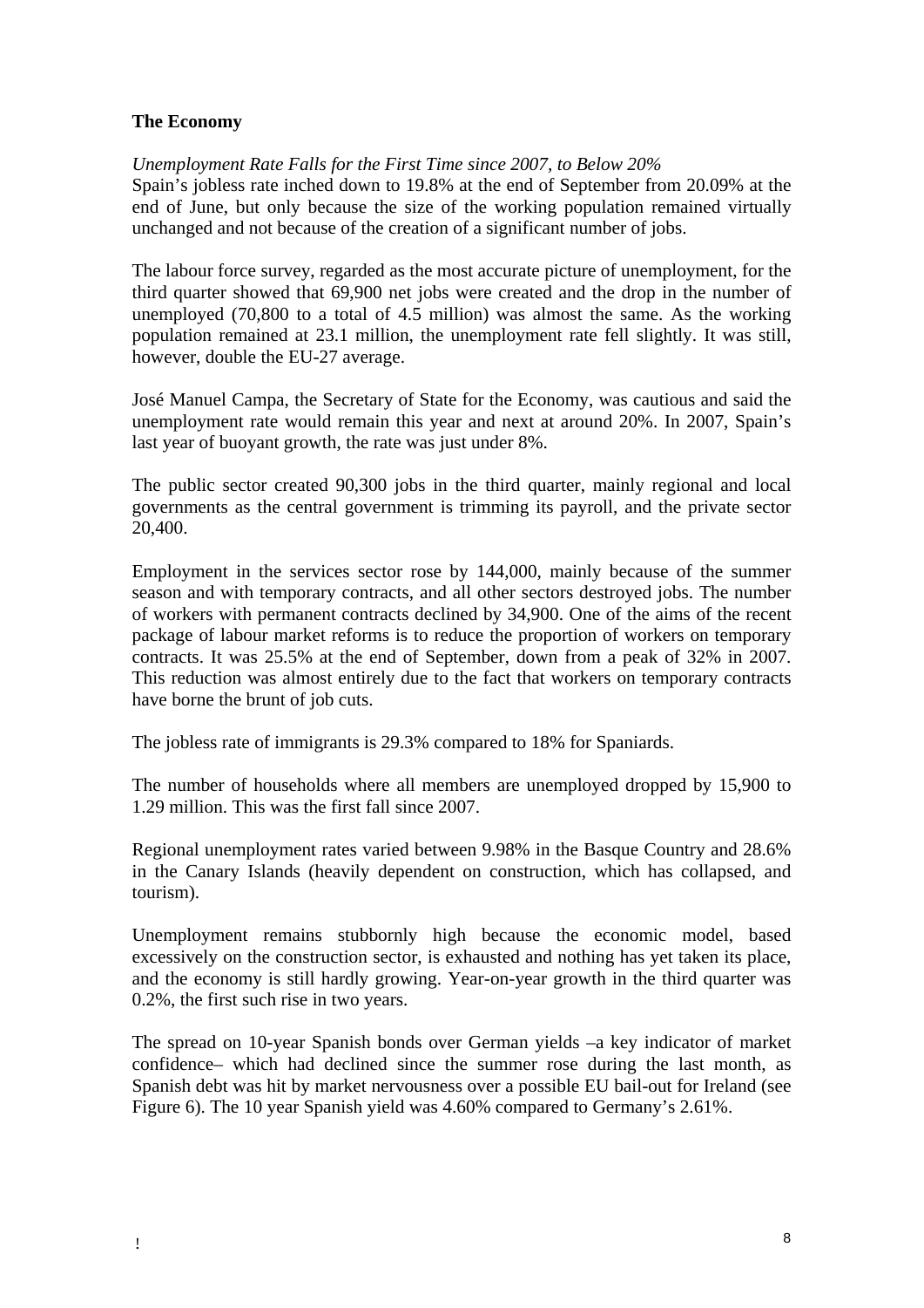**The Economy**

*Unemployment Rate Falls for the First Time since 2007, to Below 20%*

Spain's jobless rate inched down to 19.8% at the end of September from 20.09% at the end of June, but only because the size of the working population remained virtually unchanged and not because of the creation of a significant number of jobs.

The labour force survey, regarded as the most accurate picture of unemployment, for the third quarter showed that 69,900 net jobs were created and the drop in the number of unemployed (70,800 to a total of 4.5 million) was almost the same. As the working population remained at 23.1 million, the unemployment rate fell slightly. It was still, however, double the EU-27 average.

José Manuel Campa, the Secretary of State for the Economy, was cautious and said the unemployment rate would remain this year and next at around 20%. In 2007, Spain's last year of buoyant growth, the rate was just under 8%.

The public sector created 90,300 jobs in the third quarter, mainly regional and local governments as the central government is trimming its payroll, and the private sector 20,400.

Employment in the services sector rose by 144,000, mainly because of the summer season and with temporary contracts, and all other sectors destroyed jobs. The number of workers with permanent contracts declined by 34,900. One of the aims of the recent package of labour market reforms is to reduce the proportion of workers on temporary contracts. It was 25.5% at the end of September, down from a peak of 32% in 2007. This reduction was almost entirely due to the fact that workers on temporary contracts have borne the brunt of job cuts.

The jobless rate of immigrants is 29.3% compared to 18% for Spaniards.

The number of households where all members are unemployed dropped by 15,900 to 1.29 million. This was the first fall since 2007.

Regional unemployment rates varied between 9.98% in the Basque Country and 28.6% in the Canary Islands (heavily dependent on construction, which has collapsed, and tourism).

Unemployment remains stubbornly high because the economic model, based excessively on the construction sector, is exhausted and nothing has yet taken its place, and the economy is still hardly growing. Year-on-year growth in the third quarter was 0.2%, the first such rise in two years.

The spread on 10-year Spanish bonds over German yields –a key indicator of market confidence– which had declined since the summer rose during the last month, as Spanish debt was hit by market nervousness over a possible EU bail-out for Ireland (see Figure 6). The 10 year Spanish yield was 4.60% compared to Germany's 2.61%.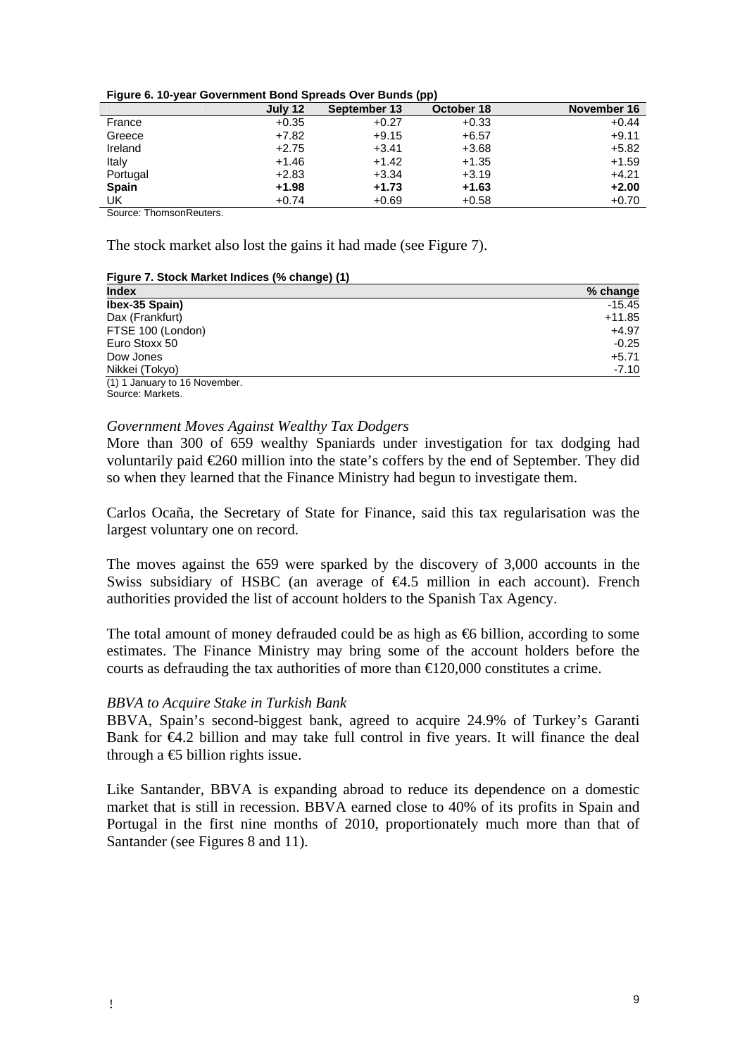**Figure 6. 10-year Government Bond Spreads Over Bunds (pp)**

| | July 12 | September 13 | October 18 | November 16 |
|---|---|---|---|---|
| France | +0.35 | +0.27 | +0.33 | +0.44 |
| Greece | +7.82 | +9.15 | +6.57 | +9.11 |
| Ireland | +2.75 | +3.41 | +3.68 | +5.82 |
| Italy | +1.46 | +1.42 | +1.35 | +1.59 |
| Portugal | +2.83 | +3.34 | +3.19 | +4.21 |
| **Spain** | **+1.98** | **+1.73** | **+1.63** | **+2.00** |
| UK | +0.74 | +0.69 | +0.58 | +0.70 |

Source: ThomsonReuters.

The stock market also lost the gains it had made (see Figure 7).

**Figure 7. Stock Market Indices (% change) (1)**

| Index | % change |
|---|---|
| **Ibex-35 Spain)** | -15.45 |
| Dax (Frankfurt) | +11.85 |
| FTSE 100 (London) | +4.97 |
| Euro Stoxx 50 | -0.25 |
| Dow Jones | +5.71 |
| Nikkei (Tokyo) | -7.10 |

(1) 1 January to 16 November.
Source: Markets.

*Government Moves Against Wealthy Tax Dodgers*

More than 300 of 659 wealthy Spaniards under investigation for tax dodging had voluntarily paid €260 million into the state's coffers by the end of September. They did so when they learned that the Finance Ministry had begun to investigate them.

Carlos Ocaña, the Secretary of State for Finance, said this tax regularisation was the largest voluntary one on record.

The moves against the 659 were sparked by the discovery of 3,000 accounts in the Swiss subsidiary of HSBC (an average of €4.5 million in each account). French authorities provided the list of account holders to the Spanish Tax Agency.

The total amount of money defrauded could be as high as €6 billion, according to some estimates. The Finance Ministry may bring some of the account holders before the courts as defrauding the tax authorities of more than €120,000 constitutes a crime.

*BBVA to Acquire Stake in Turkish Bank*

BBVA, Spain's second-biggest bank, agreed to acquire 24.9% of Turkey's Garanti Bank for €4.2 billion and may take full control in five years. It will finance the deal through a €5 billion rights issue.

Like Santander, BBVA is expanding abroad to reduce its dependence on a domestic market that is still in recession. BBVA earned close to 40% of its profits in Spain and Portugal in the first nine months of 2010, proportionately much more than that of Santander (see Figures 8 and 11).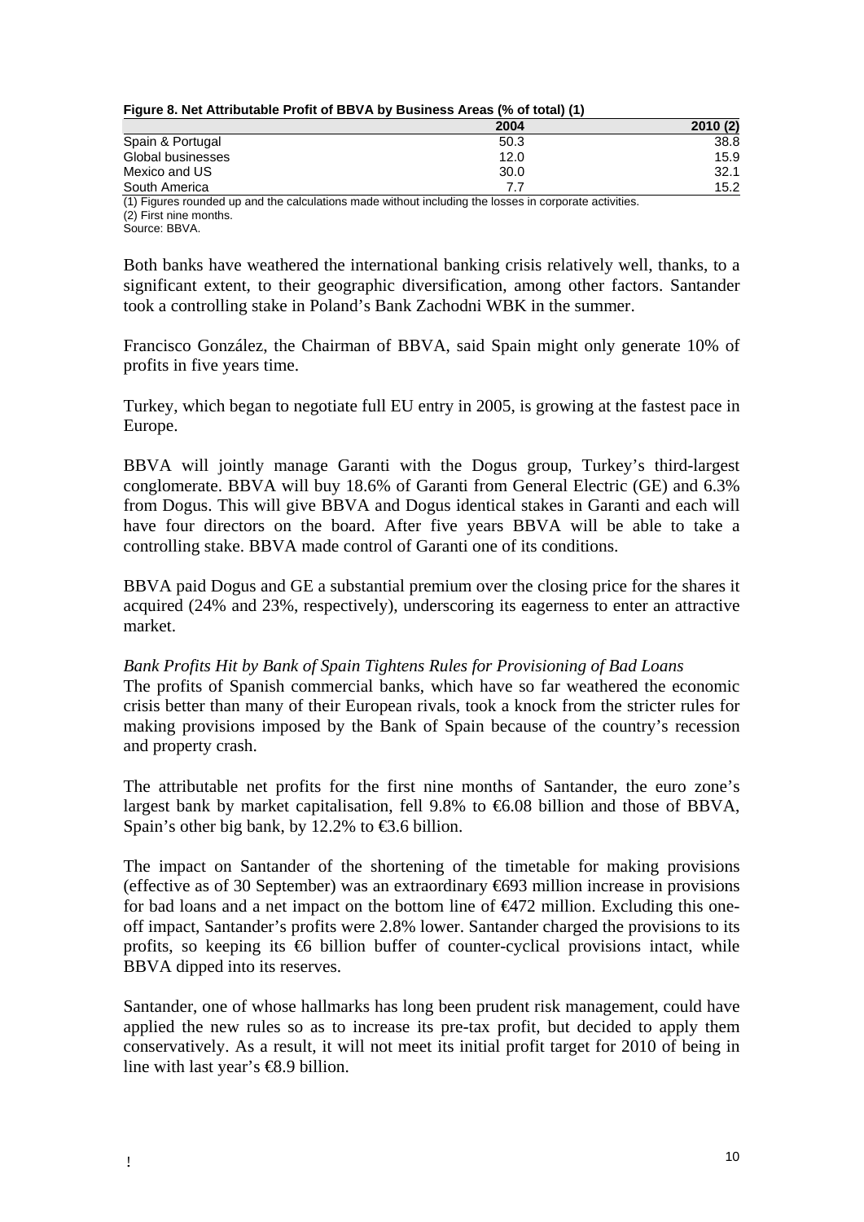**Figure 8. Net Attributable Profit of BBVA by Business Areas (% of total) (1)**

| | 2004 | 2010 (2) |
|---|---|---|
| Spain & Portugal | 50.3 | 38.8 |
| Global businesses | 12.0 | 15.9 |
| Mexico and US | 30.0 | 32.1 |
| South America | 7.7 | 15.2 |

(1) Figures rounded up and the calculations made without including the losses in corporate activities.
(2) First nine months.
Source: BBVA.

Both banks have weathered the international banking crisis relatively well, thanks, to a significant extent, to their geographic diversification, among other factors. Santander took a controlling stake in Poland's Bank Zachodni WBK in the summer.

Francisco González, the Chairman of BBVA, said Spain might only generate 10% of profits in five years time.

Turkey, which began to negotiate full EU entry in 2005, is growing at the fastest pace in Europe.

BBVA will jointly manage Garanti with the Dogus group, Turkey's third-largest conglomerate. BBVA will buy 18.6% of Garanti from General Electric (GE) and 6.3% from Dogus. This will give BBVA and Dogus identical stakes in Garanti and each will have four directors on the board. After five years BBVA will be able to take a controlling stake. BBVA made control of Garanti one of its conditions.

BBVA paid Dogus and GE a substantial premium over the closing price for the shares it acquired (24% and 23%, respectively), underscoring its eagerness to enter an attractive market.

*Bank Profits Hit by Bank of Spain Tightens Rules for Provisioning of Bad Loans*

The profits of Spanish commercial banks, which have so far weathered the economic crisis better than many of their European rivals, took a knock from the stricter rules for making provisions imposed by the Bank of Spain because of the country's recession and property crash.

The attributable net profits for the first nine months of Santander, the euro zone's largest bank by market capitalisation, fell 9.8% to €6.08 billion and those of BBVA, Spain's other big bank, by 12.2% to €3.6 billion.

The impact on Santander of the shortening of the timetable for making provisions (effective as of 30 September) was an extraordinary €693 million increase in provisions for bad loans and a net impact on the bottom line of €472 million. Excluding this one-off impact, Santander's profits were 2.8% lower. Santander charged the provisions to its profits, so keeping its €6 billion buffer of counter-cyclical provisions intact, while BBVA dipped into its reserves.

Santander, one of whose hallmarks has long been prudent risk management, could have applied the new rules so as to increase its pre-tax profit, but decided to apply them conservatively. As a result, it will not meet its initial profit target for 2010 of being in line with last year's €8.9 billion.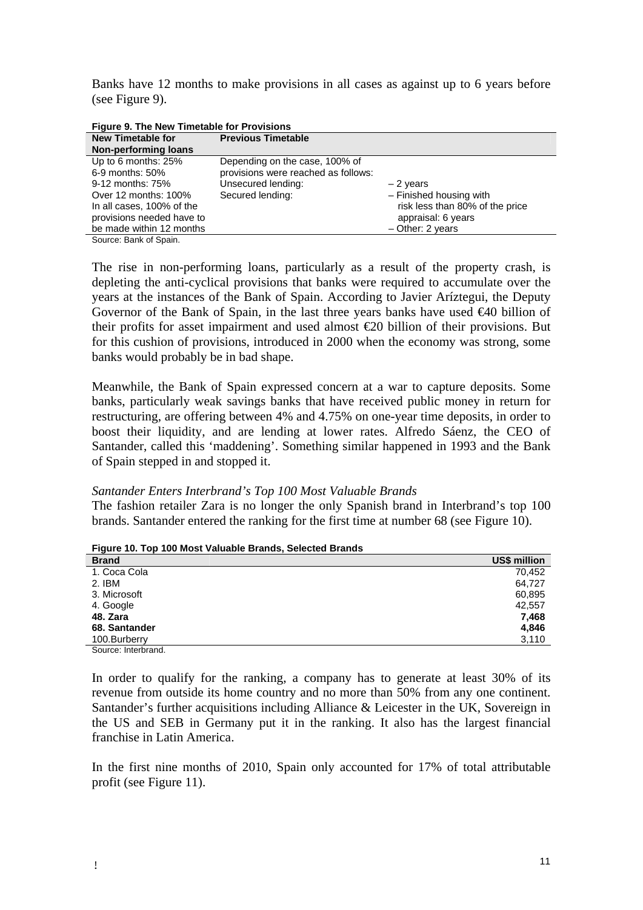Banks have 12 months to make provisions in all cases as against up to 6 years before (see Figure 9).

**Figure 9. The New Timetable for Provisions**

| New Timetable for Non-performing loans | Previous Timetable | |
|---|---|---|
| Up to 6 months: 25% | Depending on the case, 100% of | |
| 6-9 months: 50% | provisions were reached as follows: | |
| 9-12 months: 75% | Unsecured lending: | – 2 years |
| Over 12 months: 100% | Secured lending: | – Finished housing with |
| In all cases, 100% of the | | risk less than 80% of the price |
| provisions needed have to | | appraisal: 6 years |
| be made within 12 months | | – Other: 2 years |

Source: Bank of Spain.

The rise in non-performing loans, particularly as a result of the property crash, is depleting the anti-cyclical provisions that banks were required to accumulate over the years at the instances of the Bank of Spain. According to Javier Arístegui, the Deputy Governor of the Bank of Spain, in the last three years banks have used €40 billion of their profits for asset impairment and used almost €20 billion of their provisions. But for this cushion of provisions, introduced in 2000 when the economy was strong, some banks would probably be in bad shape.

Meanwhile, the Bank of Spain expressed concern at a war to capture deposits. Some banks, particularly weak savings banks that have received public money in return for restructuring, are offering between 4% and 4.75% on one-year time deposits, in order to boost their liquidity, and are lending at lower rates. Alfredo Sáenz, the CEO of Santander, called this 'maddening'. Something similar happened in 1993 and the Bank of Spain stepped in and stopped it.

*Santander Enters Interbrand's Top 100 Most Valuable Brands*

The fashion retailer Zara is no longer the only Spanish brand in Interbrand's top 100 brands. Santander entered the ranking for the first time at number 68 (see Figure 10).

**Figure 10. Top 100 Most Valuable Brands, Selected Brands**

| Brand | US$ million |
|---|---|
| 1. Coca Cola | 70,452 |
| 2. IBM | 64,727 |
| 3. Microsoft | 60,895 |
| 4. Google | 42,557 |
| **48. Zara** | **7,468** |
| **68. Santander** | **4,846** |
| 100.Burberry | 3,110 |

Source: Interbrand.

In order to qualify for the ranking, a company has to generate at least 30% of its revenue from outside its home country and no more than 50% from any one continent. Santander's further acquisitions including Alliance & Leicester in the UK, Sovereign in the US and SEB in Germany put it in the ranking. It also has the largest financial franchise in Latin America.

In the first nine months of 2010, Spain only accounted for 17% of total attributable profit (see Figure 11).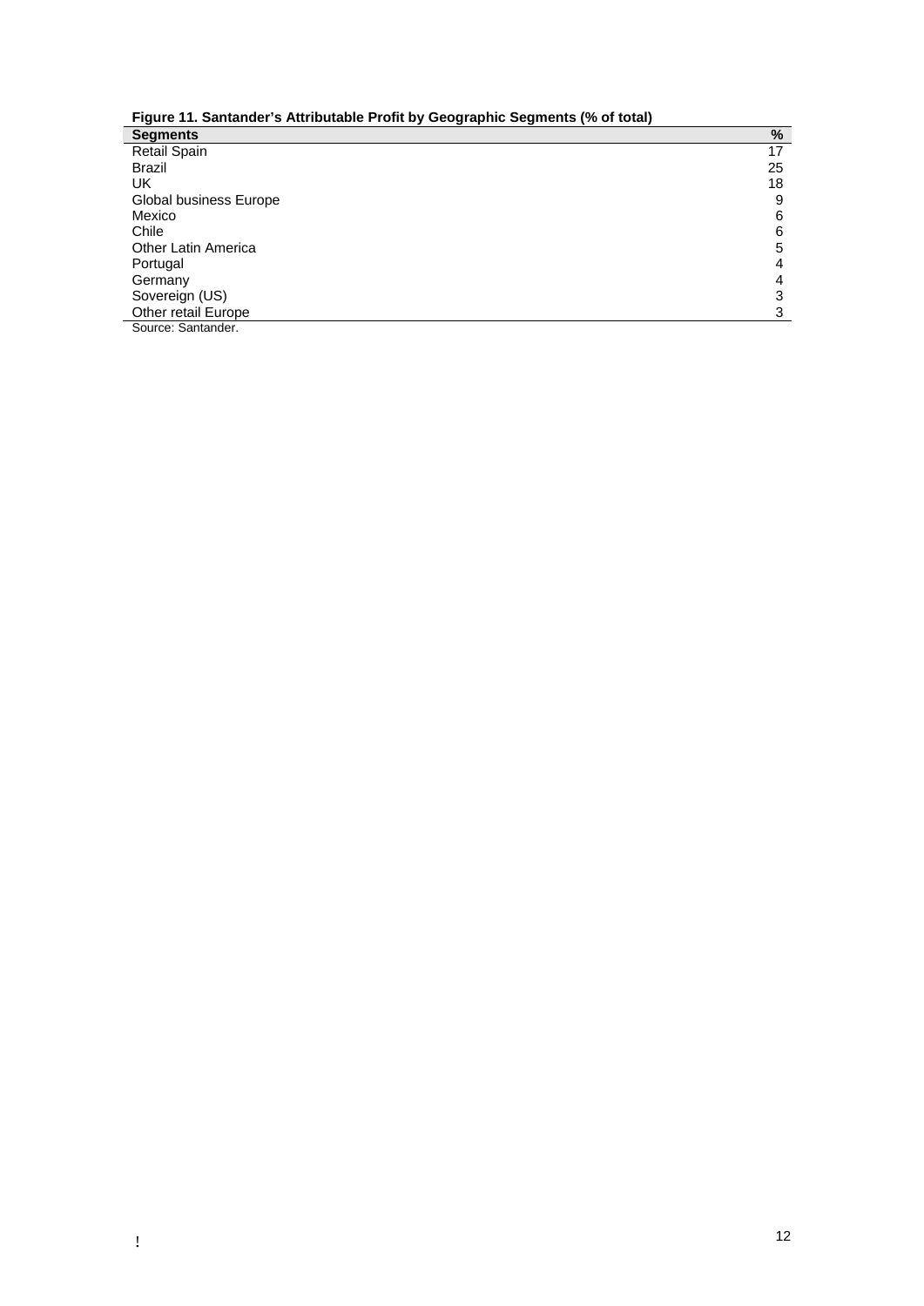**Figure 11. Santander's Attributable Profit by Geographic Segments (% of total)**

| Segments | % |
|---|---|
| Retail Spain | 17 |
| Brazil | 25 |
| UK | 18 |
| Global business Europe | 9 |
| Mexico | 6 |
| Chile | 6 |
| Other Latin America | 5 |
| Portugal | 4 |
| Germany | 4 |
| Sovereign (US) | 3 |
| Other retail Europe | 3 |

Source: Santander.

!